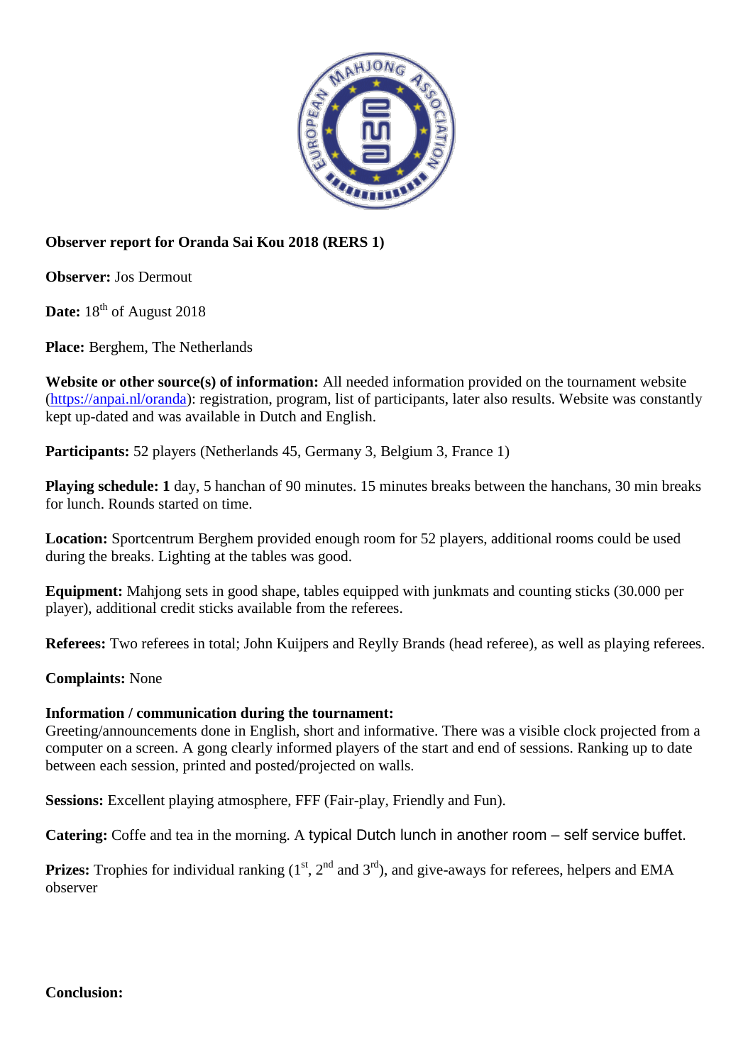**Observer report for Oranda Sai Kou 2018 (RERS 1)**

**Observer:** Jos Dermout

**Date:** 18th of August 2018

**Place:** Berghem, The Netherlands

**Website or other source(s) of information:** All needed information provided on the tournament website (https://anpai.nl/oranda): registration, program, list of participants, later also results. Website was constantly kept up-dated and was available in Dutch and English.

**Participants:** 52 players (Netherlands 45, Germany 3, Belgium 3, France 1)

**Playing schedule: 1** day, 5 hanchan of 90 minutes. 15 minutes breaks between the hanchans, 30 min breaks for lunch. Rounds started on time.

**Location:** Sportcentrum Berghem provided enough room for 52 players, additional rooms could be used during the breaks. Lighting at the tables was good.

**Equipment:** Mahjong sets in good shape, tables equipped with junkmats and counting sticks (30.000 per player), additional credit sticks available from the referees.

**Referees:** Two referees in total; John Kuijpers and Reylly Brands (head referee), as well as playing referees.

**Complaints:** None

**Information / communication during the tournament:**
Greeting/announcements done in English, short and informative. There was a visible clock projected from a computer on a screen. A gong clearly informed players of the start and end of sessions. Ranking up to date between each session, printed and posted/projected on walls.

**Sessions:** Excellent playing atmosphere, FFF (Fair-play, Friendly and Fun).

**Catering:** Coffe and tea in the morning. A typical Dutch lunch in another room – self service buffet.

**Prizes:** Trophies for individual ranking (1st, 2nd and 3rd), and give-aways for referees, helpers and EMA observer

**Conclusion:**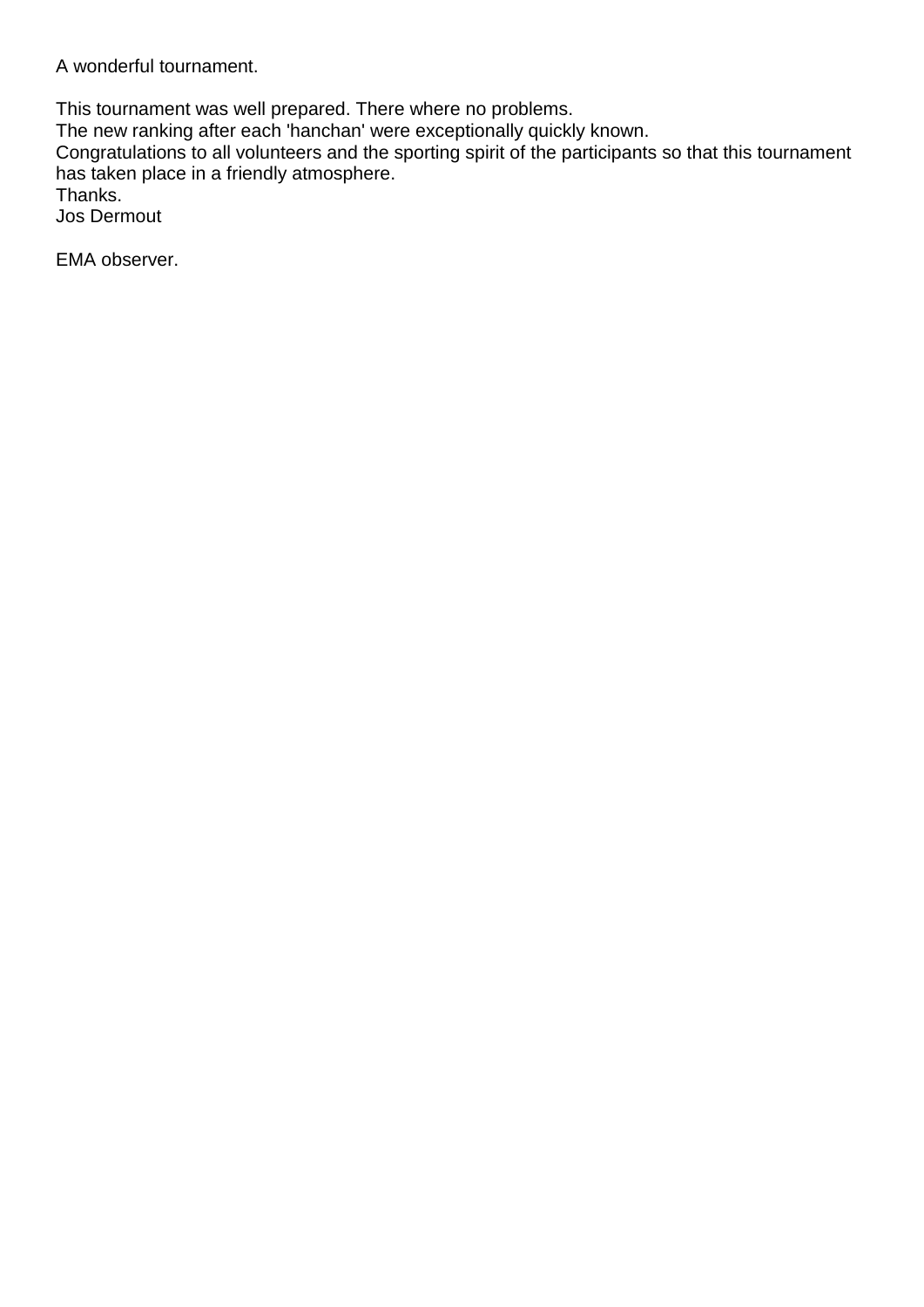A wonderful tournament.

This tournament was well prepared. There where no problems.
The new ranking after each 'hanchan' were exceptionally quickly known.
Congratulations to all volunteers and the sporting spirit of the participants so that this tournament has taken place in a friendly atmosphere.
Thanks.
Jos Dermout

EMA observer.